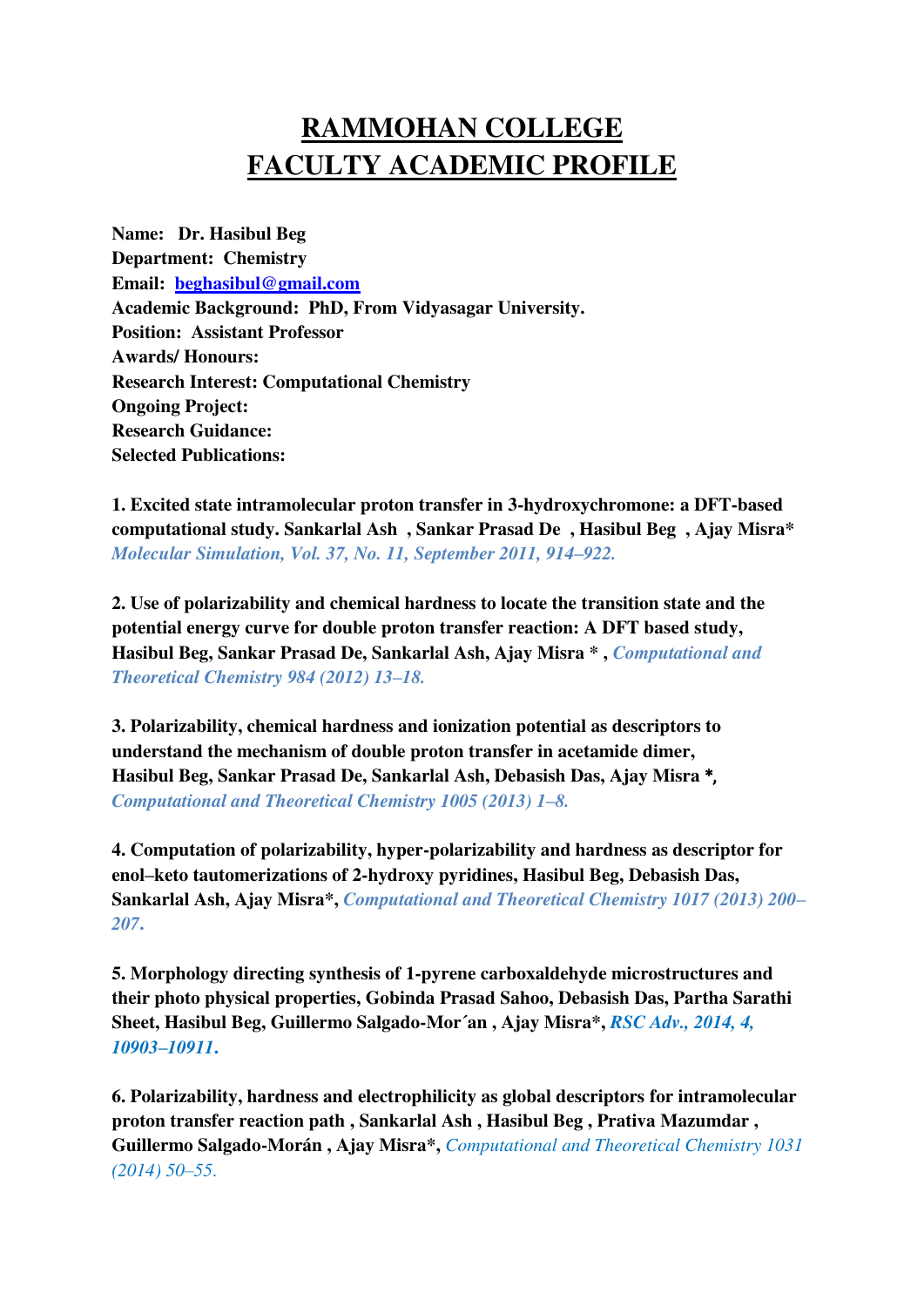# RAMMOHAN COLLEGE
# FACULTY ACADEMIC PROFILE

**Name:** **Dr. Hasibul Beg**
**Department:** **Chemistry**
**Email:** **beghasibul@gmail.com**
**Academic Background:** **PhD, From Vidyasagar University.**
**Position:** **Assistant Professor**
**Awards/ Honours:**
**Research Interest: Computational Chemistry**
**Ongoing Project:**
**Research Guidance:**
**Selected Publications:**

**1. Excited state intramolecular proton transfer in 3-hydroxychromone: a DFT-based computational study. Sankarlal Ash , Sankar Prasad De , Hasibul Beg , Ajay Misra*** *Molecular Simulation, Vol. 37, No. 11, September 2011, 914–922.*

**2. Use of polarizability and chemical hardness to locate the transition state and the potential energy curve for double proton transfer reaction: A DFT based study, Hasibul Beg, Sankar Prasad De, Sankarlal Ash, Ajay Misra * ,** *Computational and Theoretical Chemistry 984 (2012) 13–18.*

**3. Polarizability, chemical hardness and ionization potential as descriptors to understand the mechanism of double proton transfer in acetamide dimer, Hasibul Beg, Sankar Prasad De, Sankarlal Ash, Debasish Das, Ajay Misra *,** *Computational and Theoretical Chemistry 1005 (2013) 1–8.*

**4. Computation of polarizability, hyper-polarizability and hardness as descriptor for enol–keto tautomerizations of 2-hydroxy pyridines, Hasibul Beg, Debasish Das, Sankarlal Ash, Ajay Misra*,** *Computational and Theoretical Chemistry 1017 (2013) 200–207.*

**5. Morphology directing synthesis of 1-pyrene carboxaldehyde microstructures and their photo physical properties, Gobinda Prasad Sahoo, Debasish Das, Partha Sarathi Sheet, Hasibul Beg, Guillermo Salgado-Mor´an , Ajay Misra*,** ***RSC Adv., 2014, 4, 10903–10911.***

**6. Polarizability, hardness and electrophilicity as global descriptors for intramolecular proton transfer reaction path , Sankarlal Ash , Hasibul Beg , Prativa Mazumdar , Guillermo Salgado-Morán , Ajay Misra*,** *Computational and Theoretical Chemistry 1031 (2014) 50–55.*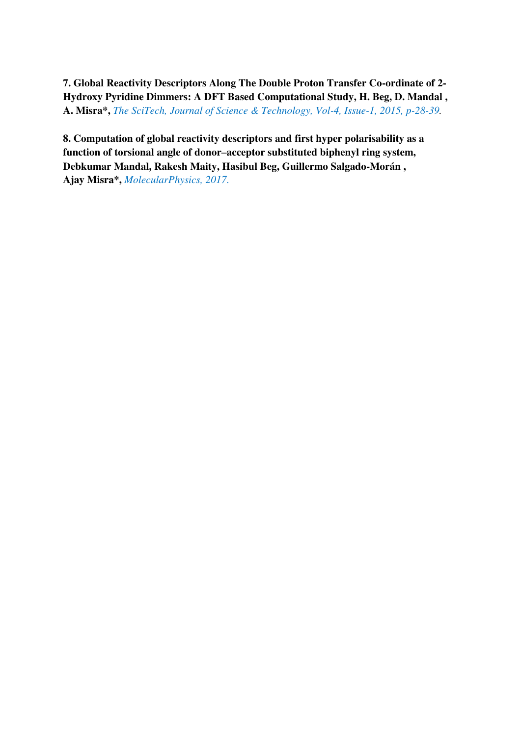**7. Global Reactivity Descriptors Along The Double Proton Transfer Co-ordinate of 2-Hydroxy Pyridine Dimmers: A DFT Based Computational Study, H. Beg, D. Mandal , A. Misra*,** *The SciTech, Journal of Science & Technology, Vol-4, Issue-1, 2015, p-28-39.*

**8. Computation of global reactivity descriptors and first hyper polarisability as a function of torsional angle of donor–acceptor substituted biphenyl ring system, Debkumar Mandal, Rakesh Maity, Hasibul Beg, Guillermo Salgado-Morán , Ajay Misra*,** *MolecularPhysics, 2017.*